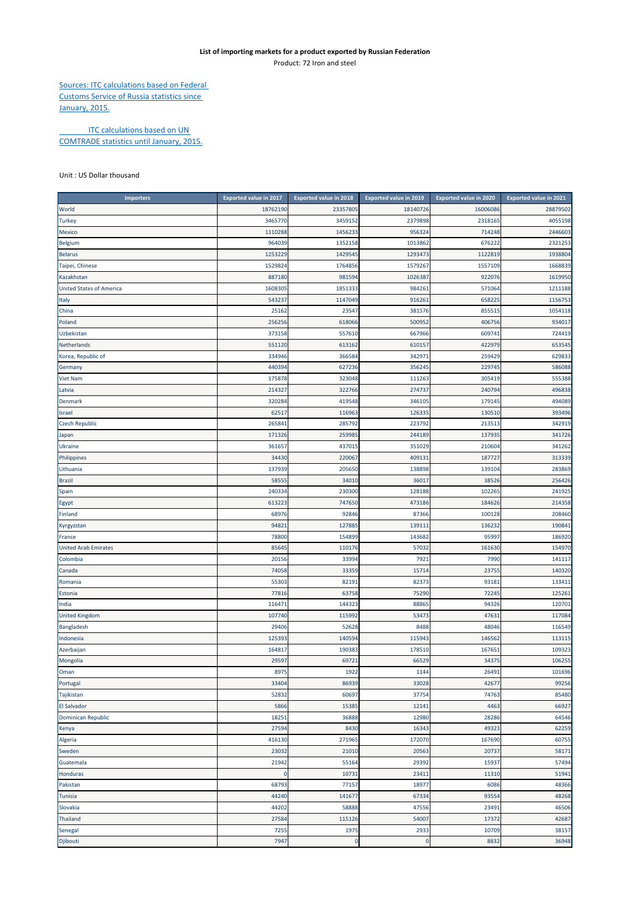**List of importing markets for a product exported by Russian Federation**

Product: 72 Iron and steel

Sources: ITC calculations based on Federal Customs Service of Russia statistics since January, 2015.

ITC calculations based on UN COMTRADE statistics until January, 2015.

Unit : US Dollar thousand

| Importers | Exported value in 2017 | Exported value in 2018 | Exported value in 2019 | Exported value in 2020 | Exported value in 2021 |
|---|---|---|---|---|---|
| World | 18762190 | 23357805 | 18140726 | 16006086 | 28879502 |
| Turkey | 3465770 | 3459152 | 2379898 | 2318165 | 4055198 |
| Mexico | 1110288 | 1456233 | 956324 | 714248 | 2446603 |
| Belgium | 964039 | 1352158 | 1013862 | 676222 | 2321253 |
| Belarus | 1253229 | 1429545 | 1293473 | 1122819 | 1938804 |
| Taipei, Chinese | 1529824 | 1764856 | 1579267 | 1557109 | 1668839 |
| Kazakhstan | 887180 | 981594 | 1026387 | 922076 | 1619950 |
| United States of America | 1608305 | 1851333 | 984261 | 571064 | 1211188 |
| Italy | 543237 | 1147049 | 916261 | 658225 | 1156753 |
| China | 25162 | 23547 | 381576 | 855515 | 1054118 |
| Poland | 256256 | 618066 | 500952 | 406756 | 934017 |
| Uzbekistan | 373158 | 557610 | 667966 | 609741 | 724419 |
| Netherlands | 551120 | 613162 | 610157 | 422979 | 653545 |
| Korea, Republic of | 334946 | 366584 | 342971 | 259429 | 629833 |
| Germany | 440394 | 627236 | 356245 | 229745 | 586088 |
| Viet Nam | 175878 | 323048 | 111263 | 305419 | 555388 |
| Latvia | 214327 | 322766 | 274737 | 240794 | 496838 |
| Denmark | 320284 | 419548 | 346105 | 179145 | 494089 |
| Israel | 62517 | 116963 | 126335 | 130510 | 393496 |
| Czech Republic | 265841 | 285792 | 223792 | 213513 | 342919 |
| Japan | 171326 | 259985 | 244189 | 137935 | 341726 |
| Ukraine | 361657 | 437015 | 351029 | 210604 | 341262 |
| Philippines | 34430 | 220067 | 409131 | 187727 | 313339 |
| Lithuania | 137939 | 205650 | 138898 | 139104 | 283869 |
| Brazil | 58555 | 34010 | 36017 | 38526 | 256426 |
| Spain | 240334 | 230300 | 128188 | 102265 | 241925 |
| Egypt | 613223 | 747650 | 473186 | 184626 | 214358 |
| Finland | 68976 | 92846 | 87366 | 100128 | 208460 |
| Kyrgyzstan | 94821 | 127885 | 139111 | 136232 | 190841 |
| France | 78800 | 154899 | 143682 | 95997 | 186920 |
| United Arab Emirates | 85645 | 110176 | 57032 | 161630 | 154970 |
| Colombia | 20156 | 33994 | 7921 | 7990 | 141117 |
| Canada | 74058 | 33359 | 15714 | 23755 | 140320 |
| Romania | 55303 | 82191 | 82373 | 93181 | 133411 |
| Estonia | 77816 | 63758 | 75290 | 72245 | 125261 |
| India | 116471 | 144323 | 88865 | 94326 | 120701 |
| United Kingdom | 107740 | 115992 | 53473 | 47631 | 117084 |
| Bangladesh | 29406 | 52628 | 8488 | 48046 | 116549 |
| Indonesia | 125393 | 140594 | 115943 | 146562 | 113115 |
| Azerbaijan | 164817 | 190383 | 178510 | 167651 | 109323 |
| Mongolia | 29597 | 69721 | 66529 | 34375 | 106255 |
| Oman | 8975 | 1922 | 1144 | 26491 | 101696 |
| Portugal | 33404 | 86939 | 33028 | 42677 | 99256 |
| Tajikistan | 52832 | 60697 | 37754 | 74763 | 85480 |
| El Salvador | 5866 | 15385 | 12141 | 4463 | 66927 |
| Dominican Republic | 18251 | 36888 | 12980 | 28286 | 64546 |
| Kenya | 27594 | 8430 | 16343 | 49323 | 62259 |
| Algeria | 416130 | 271965 | 172070 | 167690 | 60755 |
| Sweden | 23032 | 21010 | 20563 | 20737 | 58171 |
| Guatemala | 21942 | 55164 | 29392 | 15937 | 57494 |
| Honduras | 0 | 10731 | 23411 | 11310 | 51941 |
| Pakistan | 68793 | 77157 | 18977 | 6086 | 48366 |
| Tunisia | 44240 | 141677 | 67334 | 93554 | 48268 |
| Slovakia | 44202 | 58888 | 47556 | 23491 | 46506 |
| Thailand | 27584 | 115126 | 54007 | 17372 | 42687 |
| Senegal | 7255 | 1975 | 2933 | 10709 | 38157 |
| Djibouti | 7947 | 0 | 0 | 8832 | 36948 |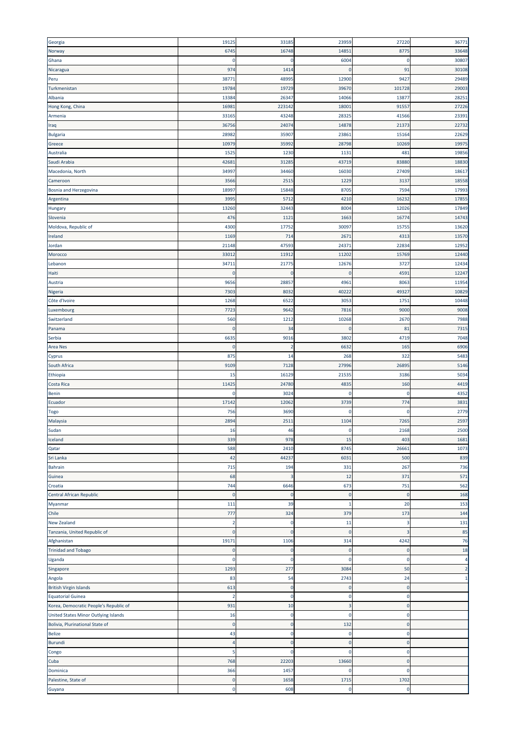| | | | | | |
|---|---|---|---|---|---|
| Georgia | 19125 | 33185 | 23959 | 27220 | 36771 |
| Norway | 6745 | 16748 | 14851 | 8775 | 33648 |
| Ghana | 0 | 0 | 6004 | 0 | 30807 |
| Nicaragua | 974 | 1414 | 0 | 91 | 30108 |
| Peru | 38771 | 48995 | 12900 | 9427 | 29489 |
| Turkmenistan | 19784 | 19729 | 39670 | 101728 | 29003 |
| Albania | 13384 | 26347 | 14066 | 13877 | 28251 |
| Hong Kong, China | 16981 | 223142 | 18001 | 91557 | 27226 |
| Armenia | 33165 | 43248 | 28325 | 41566 | 23391 |
| Iraq | 36756 | 24074 | 14878 | 21373 | 22732 |
| Bulgaria | 28982 | 35907 | 23861 | 15164 | 22629 |
| Greece | 10979 | 35992 | 28798 | 10269 | 19975 |
| Australia | 1525 | 1230 | 1131 | 481 | 19856 |
| Saudi Arabia | 42681 | 31285 | 43719 | 83880 | 18830 |
| Macedonia, North | 34997 | 34460 | 16030 | 27409 | 18617 |
| Cameroon | 3566 | 2515 | 1229 | 3137 | 18558 |
| Bosnia and Herzegovina | 18997 | 15848 | 8705 | 7594 | 17993 |
| Argentina | 3995 | 5712 | 4210 | 16232 | 17855 |
| Hungary | 13260 | 32443 | 8004 | 12026 | 17849 |
| Slovenia | 476 | 1121 | 1663 | 16774 | 14743 |
| Moldova, Republic of | 4300 | 17752 | 30097 | 15755 | 13620 |
| Ireland | 1169 | 714 | 2671 | 4313 | 13570 |
| Jordan | 21148 | 47593 | 24371 | 22834 | 12952 |
| Morocco | 33012 | 11912 | 11202 | 15769 | 12440 |
| Lebanon | 34711 | 21775 | 12676 | 3727 | 12434 |
| Haiti | 0 | 0 | 0 | 4591 | 12247 |
| Austria | 9656 | 28857 | 4961 | 8063 | 11954 |
| Nigeria | 7303 | 8032 | 40222 | 49327 | 10829 |
| Côte d'Ivoire | 1268 | 6522 | 3053 | 1751 | 10448 |
| Luxembourg | 7723 | 9642 | 7816 | 9000 | 9008 |
| Switzerland | 560 | 1212 | 10268 | 2670 | 7988 |
| Panama | 0 | 34 | 0 | 81 | 7315 |
| Serbia | 6635 | 9016 | 3802 | 4719 | 7048 |
| Area Nes | 0 | 2 | 6632 | 165 | 6906 |
| Cyprus | 875 | 14 | 268 | 322 | 5483 |
| South Africa | 9109 | 7128 | 27996 | 26895 | 5146 |
| Ethiopia | 15 | 16129 | 21535 | 3186 | 5034 |
| Costa Rica | 11425 | 24780 | 4835 | 160 | 4419 |
| Benin | 0 | 3024 | 0 | 0 | 4352 |
| Ecuador | 17142 | 12062 | 3739 | 774 | 3831 |
| Togo | 756 | 3690 | 0 | 0 | 2779 |
| Malaysia | 2894 | 2511 | 1104 | 7265 | 2597 |
| Sudan | 16 | 46 | 0 | 2168 | 2500 |
| Iceland | 339 | 978 | 15 | 403 | 1681 |
| Qatar | 588 | 2410 | 8745 | 26661 | 1073 |
| Sri Lanka | 42 | 44237 | 6031 | 500 | 839 |
| Bahrain | 715 | 194 | 331 | 267 | 736 |
| Guinea | 68 | 3 | 12 | 371 | 571 |
| Croatia | 744 | 6646 | 673 | 751 | 562 |
| Central African Republic | 0 | 0 | 0 | 0 | 168 |
| Myanmar | 111 | 39 | 1 | 20 | 153 |
| Chile | 777 | 324 | 379 | 173 | 144 |
| New Zealand | 2 | 0 | 11 | 3 | 131 |
| Tanzania, United Republic of | 0 | 0 | 0 | 3 | 85 |
| Afghanistan | 19171 | 1106 | 314 | 4242 | 76 |
| Trinidad and Tobago | 0 | 0 | 0 | 0 | 18 |
| Uganda | 0 | 0 | 0 | 0 | 4 |
| Singapore | 1293 | 277 | 3084 | 50 | 2 |
| Angola | 83 | 54 | 2743 | 24 | 1 |
| British Virgin Islands | 613 | 0 | 0 | 0 | |
| Equatorial Guinea | 2 | 0 | 0 | 0 | |
| Korea, Democratic People's Republic of | 931 | 10 | 3 | 0 | |
| United States Minor Outlying Islands | 16 | 0 | 0 | 0 | |
| Bolivia, Plurinational State of | 0 | 0 | 132 | 0 | |
| Belize | 43 | 0 | 0 | 0 | |
| Burundi | 4 | 0 | 0 | 0 | |
| Congo | 5 | 0 | 0 | 0 | |
| Cuba | 768 | 22203 | 13660 | 0 | |
| Dominica | 366 | 1457 | 0 | 0 | |
| Palestine, State of | 0 | 1658 | 1715 | 1702 | |
| Guyana | 0 | 608 | 0 | 0 | |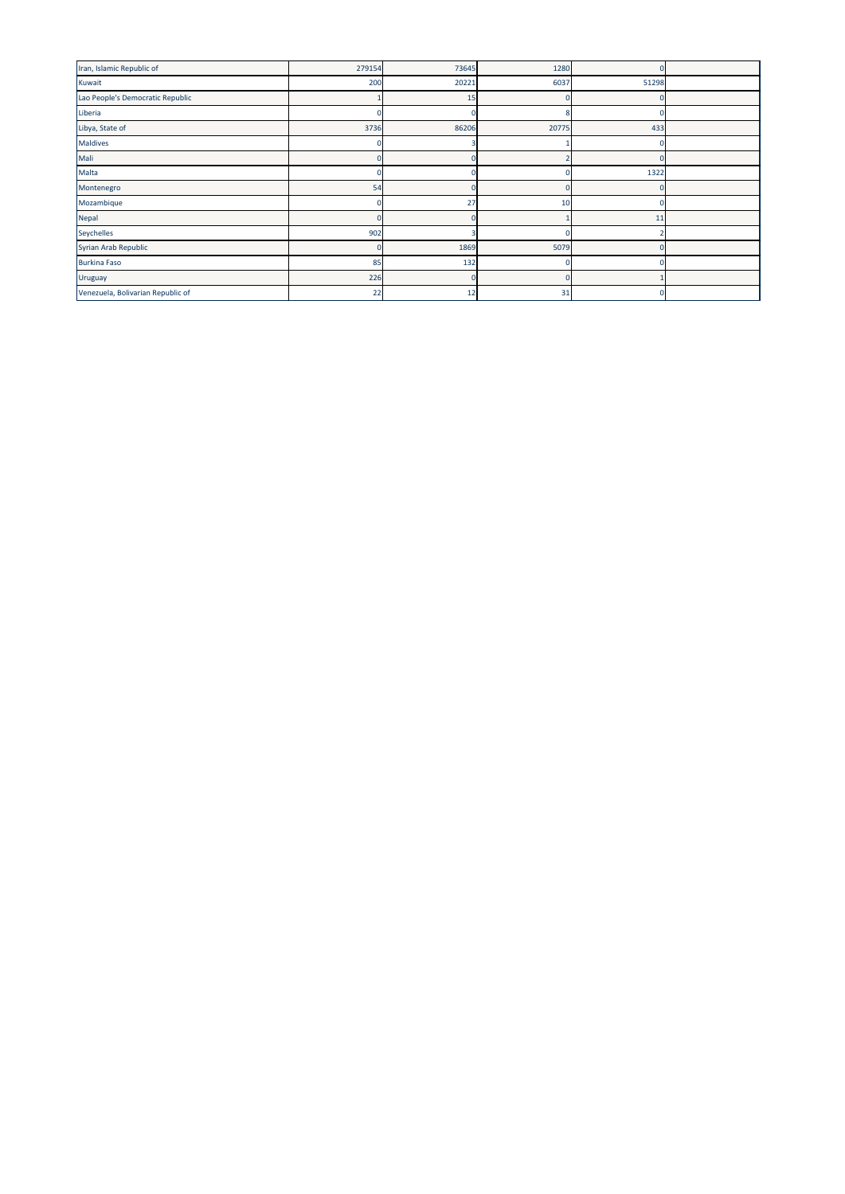| | | | | | |
|---|---|---|---|---|---|
| Iran, Islamic Republic of | 279154 | 73645 | 1280 | 0 | |
| Kuwait | 200 | 20221 | 6037 | 51298 | |
| Lao People's Democratic Republic | 1 | 15 | 0 | 0 | |
| Liberia | 0 | 0 | 8 | 0 | |
| Libya, State of | 3736 | 86206 | 20775 | 433 | |
| Maldives | 0 | 3 | 1 | 0 | |
| Mali | 0 | 0 | 2 | 0 | |
| Malta | 0 | 0 | 0 | 1322 | |
| Montenegro | 54 | 0 | 0 | 0 | |
| Mozambique | 0 | 27 | 10 | 0 | |
| Nepal | 0 | 0 | 1 | 11 | |
| Seychelles | 902 | 3 | 0 | 2 | |
| Syrian Arab Republic | 0 | 1869 | 5079 | 0 | |
| Burkina Faso | 85 | 132 | 0 | 0 | |
| Uruguay | 226 | 0 | 0 | 1 | |
| Venezuela, Bolivarian Republic of | 22 | 12 | 31 | 0 | |